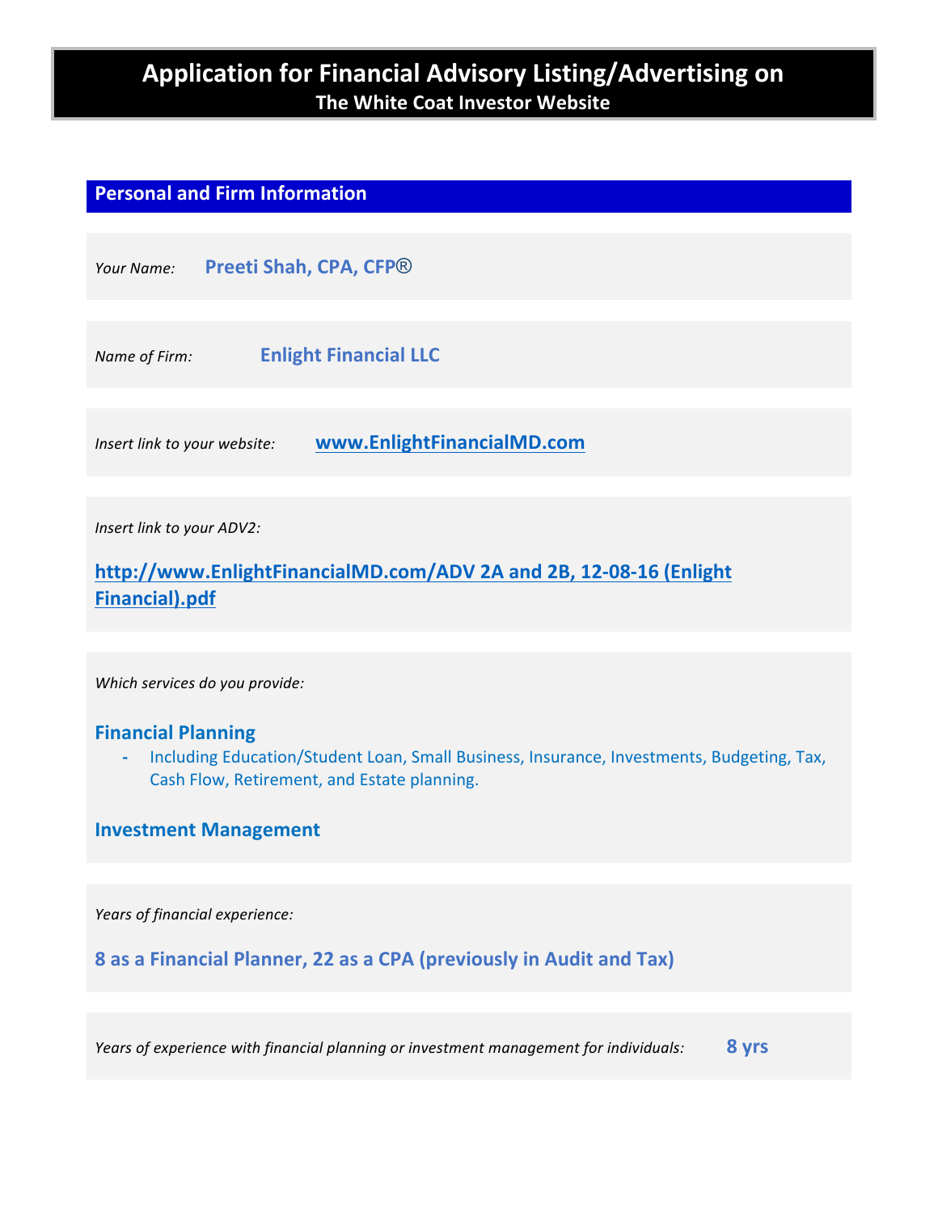# Application for Financial Advisory Listing/Advertising on
## The White Coat Investor Website

### Personal and Firm Information

*Your Name:* **Preeti Shah, CPA, CFP®**

*Name of Firm:* **Enlight Financial LLC**

*Insert link to your website:* **www.EnlightFinancialMD.com**

*Insert link to your ADV2:*

**http://www.EnlightFinancialMD.com/ADV 2A and 2B, 12-08-16 (Enlight Financial).pdf**

*Which services do you provide:*

**Financial Planning**

- Including Education/Student Loan, Small Business, Insurance, Investments, Budgeting, Tax, Cash Flow, Retirement, and Estate planning.

**Investment Management**

*Years of financial experience:*

**8 as a Financial Planner, 22 as a CPA (previously in Audit and Tax)**

*Years of experience with financial planning or investment management for individuals:* **8 yrs**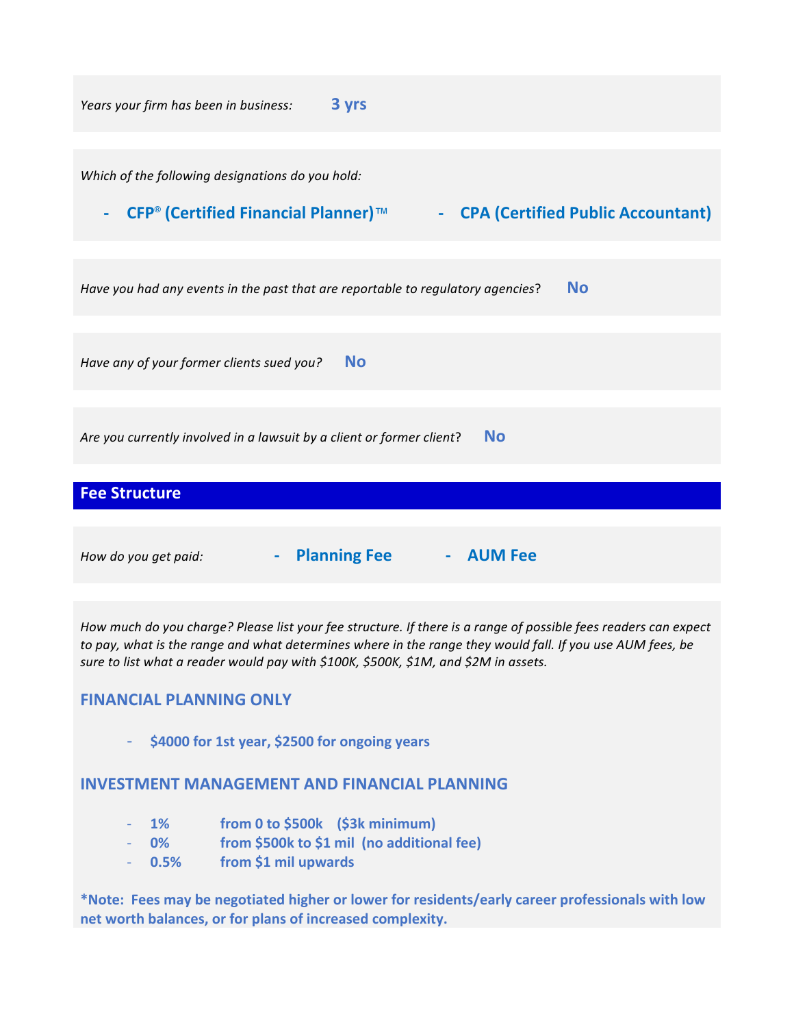*Years your firm has been in business:* **3 yrs**

*Which of the following designations do you hold:*

- **CFP® (Certified Financial Planner)™**
- **CPA (Certified Public Accountant)**

*Have you had any events in the past that are reportable to regulatory agencies?* **No**

*Have any of your former clients sued you?* **No**

*Are you currently involved in a lawsuit by a client or former client?* **No**

## Fee Structure

*How do you get paid:*

- **Planning Fee**
- **AUM Fee**

*How much do you charge? Please list your fee structure. If there is a range of possible fees readers can expect to pay, what is the range and what determines where in the range they would fall. If you use AUM fees, be sure to list what a reader would pay with $100K, $500K, $1M, and $2M in assets.*

### FINANCIAL PLANNING ONLY

- **$4000 for 1st year, $2500 for ongoing years**

### INVESTMENT MANAGEMENT AND FINANCIAL PLANNING

- **1%** from 0 to $500k ($3k minimum)
- **0%** from $500k to $1 mil (no additional fee)
- **0.5%** from $1 mil upwards

**\*Note: Fees may be negotiated higher or lower for residents/early career professionals with low net worth balances, or for plans of increased complexity.**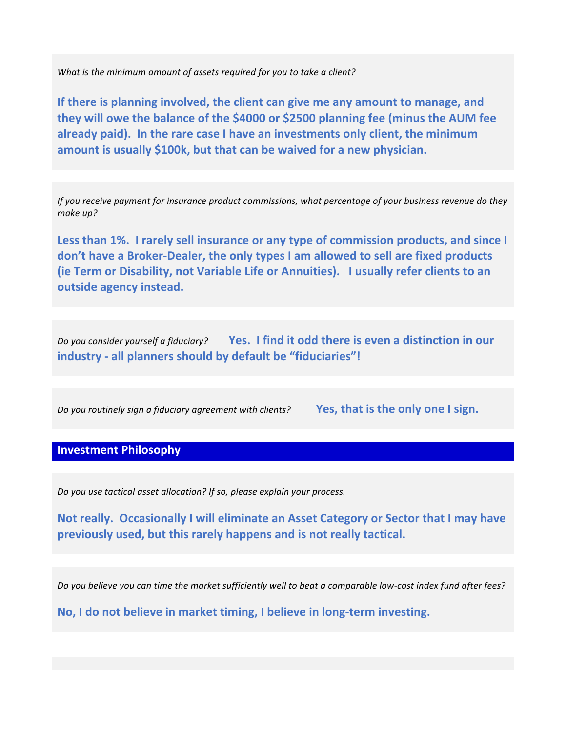*What is the minimum amount of assets required for you to take a client?*

**If there is planning involved, the client can give me any amount to manage, and they will owe the balance of the $4000 or $2500 planning fee (minus the AUM fee already paid). In the rare case I have an investments only client, the minimum amount is usually $100k, but that can be waived for a new physician.**

*If you receive payment for insurance product commissions, what percentage of your business revenue do they make up?*

**Less than 1%. I rarely sell insurance or any type of commission products, and since I don't have a Broker-Dealer, the only types I am allowed to sell are fixed products (ie Term or Disability, not Variable Life or Annuities). I usually refer clients to an outside agency instead.**

*Do you consider yourself a fiduciary?* **Yes. I find it odd there is even a distinction in our industry - all planners should by default be "fiduciaries"!**

*Do you routinely sign a fiduciary agreement with clients?* **Yes, that is the only one I sign.**

## Investment Philosophy

*Do you use tactical asset allocation? If so, please explain your process.*

**Not really. Occasionally I will eliminate an Asset Category or Sector that I may have previously used, but this rarely happens and is not really tactical.**

*Do you believe you can time the market sufficiently well to beat a comparable low-cost index fund after fees?*

**No, I do not believe in market timing, I believe in long-term investing.**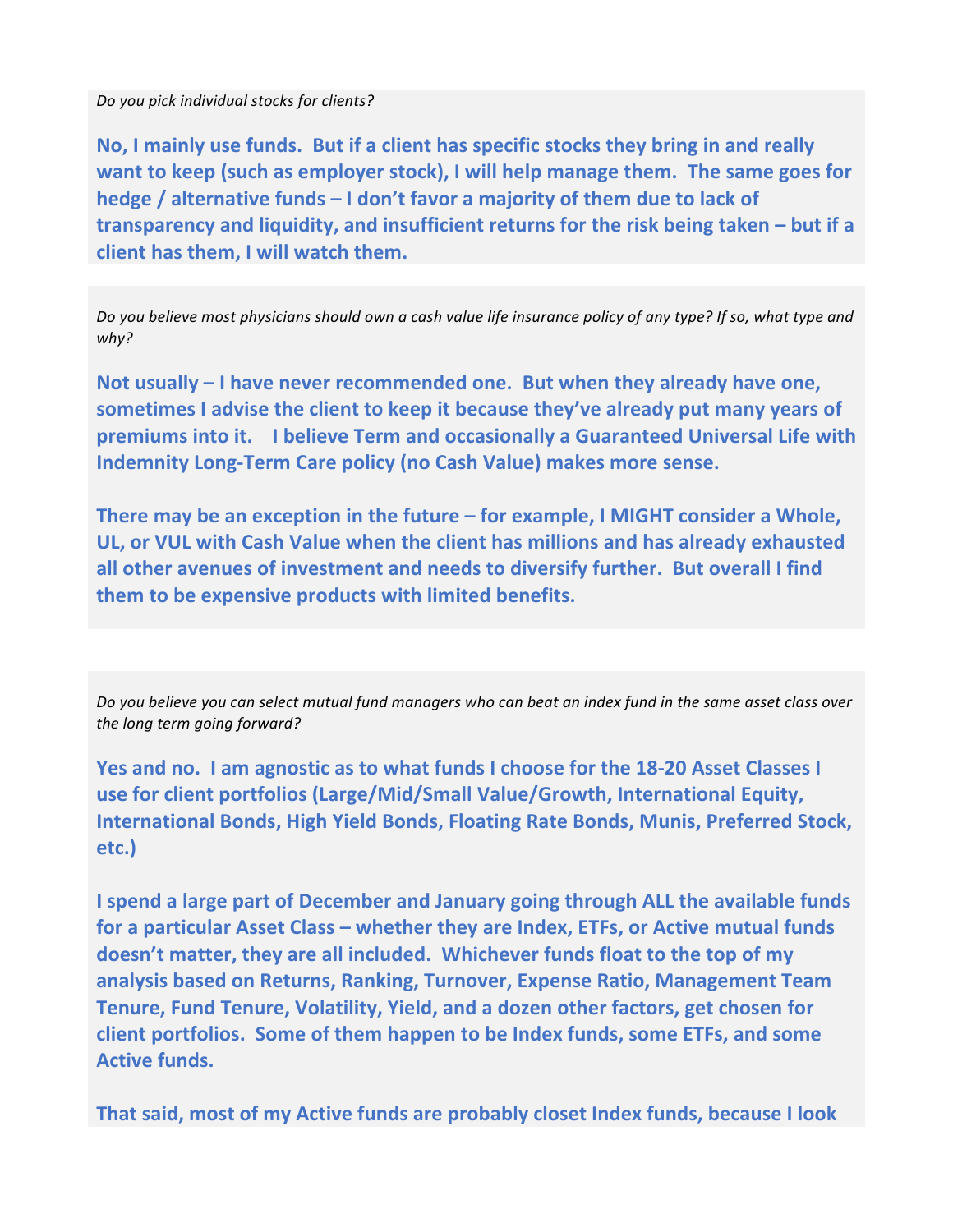*Do you pick individual stocks for clients?*

**No, I mainly use funds. But if a client has specific stocks they bring in and really want to keep (such as employer stock), I will help manage them. The same goes for hedge / alternative funds – I don't favor a majority of them due to lack of transparency and liquidity, and insufficient returns for the risk being taken – but if a client has them, I will watch them.**

*Do you believe most physicians should own a cash value life insurance policy of any type? If so, what type and why?*

**Not usually – I have never recommended one. But when they already have one, sometimes I advise the client to keep it because they've already put many years of premiums into it. I believe Term and occasionally a Guaranteed Universal Life with Indemnity Long-Term Care policy (no Cash Value) makes more sense.**

**There may be an exception in the future – for example, I MIGHT consider a Whole, UL, or VUL with Cash Value when the client has millions and has already exhausted all other avenues of investment and needs to diversify further. But overall I find them to be expensive products with limited benefits.**

*Do you believe you can select mutual fund managers who can beat an index fund in the same asset class over the long term going forward?*

**Yes and no. I am agnostic as to what funds I choose for the 18-20 Asset Classes I use for client portfolios (Large/Mid/Small Value/Growth, International Equity, International Bonds, High Yield Bonds, Floating Rate Bonds, Munis, Preferred Stock, etc.)**

**I spend a large part of December and January going through ALL the available funds for a particular Asset Class – whether they are Index, ETFs, or Active mutual funds doesn't matter, they are all included. Whichever funds float to the top of my analysis based on Returns, Ranking, Turnover, Expense Ratio, Management Team Tenure, Fund Tenure, Volatility, Yield, and a dozen other factors, get chosen for client portfolios. Some of them happen to be Index funds, some ETFs, and some Active funds.**

**That said, most of my Active funds are probably closet Index funds, because I look**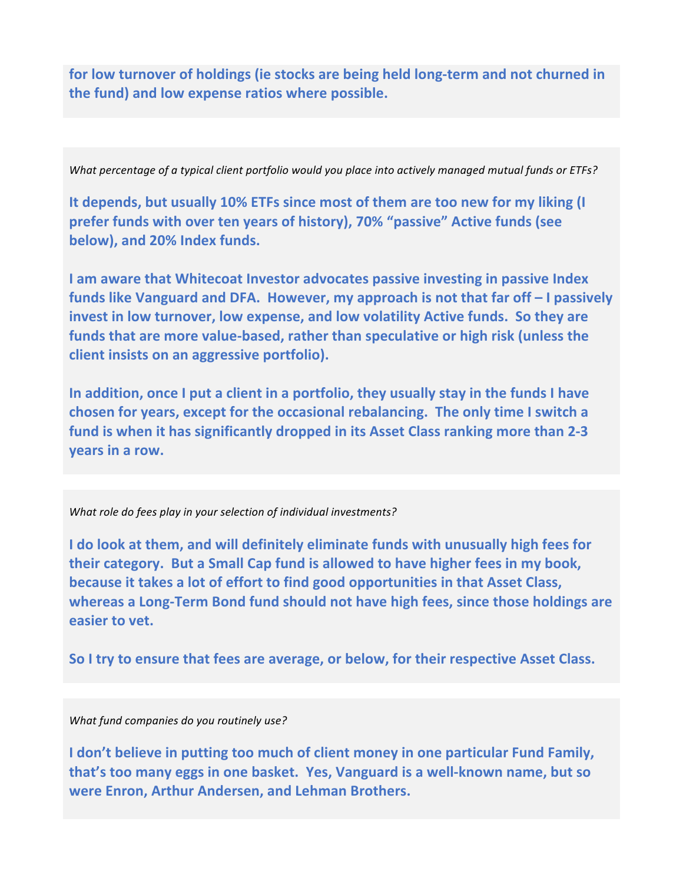**for low turnover of holdings (ie stocks are being held long-term and not churned in the fund) and low expense ratios where possible.**

*What percentage of a typical client portfolio would you place into actively managed mutual funds or ETFs?*

**It depends, but usually 10% ETFs since most of them are too new for my liking (I prefer funds with over ten years of history), 70% "passive" Active funds (see below), and 20% Index funds.**

**I am aware that Whitecoat Investor advocates passive investing in passive Index funds like Vanguard and DFA. However, my approach is not that far off – I passively invest in low turnover, low expense, and low volatility Active funds. So they are funds that are more value-based, rather than speculative or high risk (unless the client insists on an aggressive portfolio).**

**In addition, once I put a client in a portfolio, they usually stay in the funds I have chosen for years, except for the occasional rebalancing. The only time I switch a fund is when it has significantly dropped in its Asset Class ranking more than 2-3 years in a row.**

*What role do fees play in your selection of individual investments?*

**I do look at them, and will definitely eliminate funds with unusually high fees for their category. But a Small Cap fund is allowed to have higher fees in my book, because it takes a lot of effort to find good opportunities in that Asset Class, whereas a Long-Term Bond fund should not have high fees, since those holdings are easier to vet.**

**So I try to ensure that fees are average, or below, for their respective Asset Class.**

*What fund companies do you routinely use?*

**I don't believe in putting too much of client money in one particular Fund Family, that's too many eggs in one basket. Yes, Vanguard is a well-known name, but so were Enron, Arthur Andersen, and Lehman Brothers.**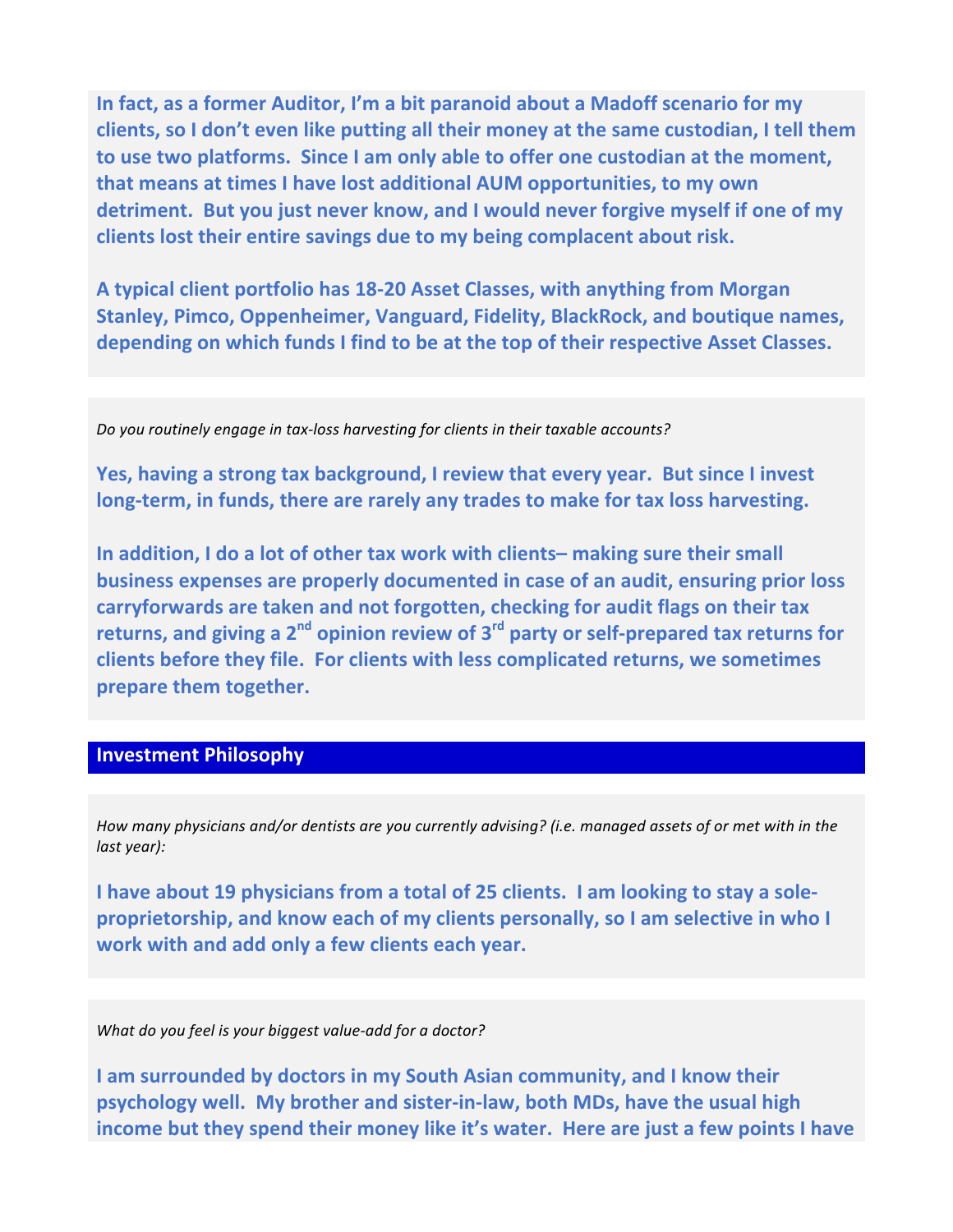**In fact, as a former Auditor, I'm a bit paranoid about a Madoff scenario for my clients, so I don't even like putting all their money at the same custodian, I tell them to use two platforms. Since I am only able to offer one custodian at the moment, that means at times I have lost additional AUM opportunities, to my own detriment. But you just never know, and I would never forgive myself if one of my clients lost their entire savings due to my being complacent about risk.**

**A typical client portfolio has 18-20 Asset Classes, with anything from Morgan Stanley, Pimco, Oppenheimer, Vanguard, Fidelity, BlackRock, and boutique names, depending on which funds I find to be at the top of their respective Asset Classes.**

*Do you routinely engage in tax-loss harvesting for clients in their taxable accounts?*

**Yes, having a strong tax background, I review that every year. But since I invest long-term, in funds, there are rarely any trades to make for tax loss harvesting.**

**In addition, I do a lot of other tax work with clients– making sure their small business expenses are properly documented in case of an audit, ensuring prior loss carryforwards are taken and not forgotten, checking for audit flags on their tax returns, and giving a 2nd opinion review of 3rd party or self-prepared tax returns for clients before they file. For clients with less complicated returns, we sometimes prepare them together.**

## Investment Philosophy

*How many physicians and/or dentists are you currently advising? (i.e. managed assets of or met with in the last year):*

**I have about 19 physicians from a total of 25 clients. I am looking to stay a sole-proprietorship, and know each of my clients personally, so I am selective in who I work with and add only a few clients each year.**

*What do you feel is your biggest value-add for a doctor?*

**I am surrounded by doctors in my South Asian community, and I know their psychology well. My brother and sister-in-law, both MDs, have the usual high income but they spend their money like it's water. Here are just a few points I have**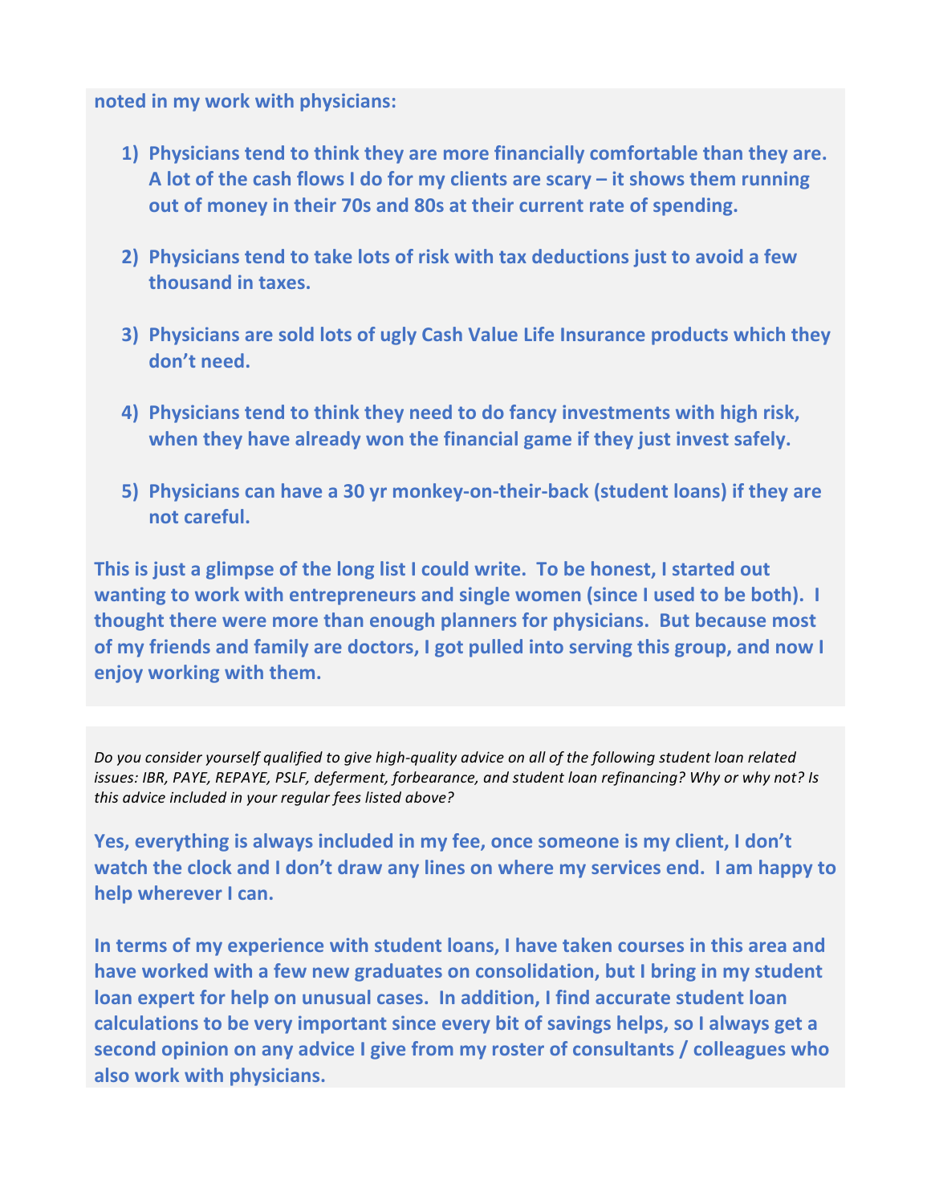**noted in my work with physicians:**

1) **Physicians tend to think they are more financially comfortable than they are. A lot of the cash flows I do for my clients are scary – it shows them running out of money in their 70s and 80s at their current rate of spending.**

2) **Physicians tend to take lots of risk with tax deductions just to avoid a few thousand in taxes.**

3) **Physicians are sold lots of ugly Cash Value Life Insurance products which they don't need.**

4) **Physicians tend to think they need to do fancy investments with high risk, when they have already won the financial game if they just invest safely.**

5) **Physicians can have a 30 yr monkey-on-their-back (student loans) if they are not careful.**

**This is just a glimpse of the long list I could write. To be honest, I started out wanting to work with entrepreneurs and single women (since I used to be both). I thought there were more than enough planners for physicians. But because most of my friends and family are doctors, I got pulled into serving this group, and now I enjoy working with them.**

*Do you consider yourself qualified to give high-quality advice on all of the following student loan related issues: IBR, PAYE, REPAYE, PSLF, deferment, forbearance, and student loan refinancing? Why or why not? Is this advice included in your regular fees listed above?*

**Yes, everything is always included in my fee, once someone is my client, I don't watch the clock and I don't draw any lines on where my services end. I am happy to help wherever I can.**

**In terms of my experience with student loans, I have taken courses in this area and have worked with a few new graduates on consolidation, but I bring in my student loan expert for help on unusual cases. In addition, I find accurate student loan calculations to be very important since every bit of savings helps, so I always get a second opinion on any advice I give from my roster of consultants / colleagues who also work with physicians.**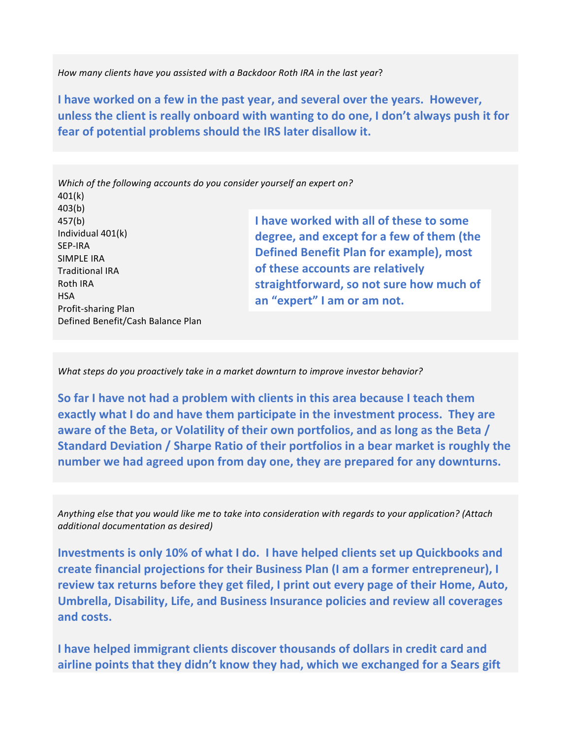*How many clients have you assisted with a Backdoor Roth IRA in the last year*?

**I have worked on a few in the past year, and several over the years. However, unless the client is really onboard with wanting to do one, I don't always push it for fear of potential problems should the IRS later disallow it.**

*Which of the following accounts do you consider yourself an expert on?*

401(k)
403(b)
457(b)
Individual 401(k)
SEP-IRA
SIMPLE IRA
Traditional IRA
Roth IRA
HSA
Profit-sharing Plan
Defined Benefit/Cash Balance Plan

**I have worked with all of these to some degree, and except for a few of them (the Defined Benefit Plan for example), most of these accounts are relatively straightforward, so not sure how much of an "expert" I am or am not.**

*What steps do you proactively take in a market downturn to improve investor behavior?*

**So far I have not had a problem with clients in this area because I teach them exactly what I do and have them participate in the investment process. They are aware of the Beta, or Volatility of their own portfolios, and as long as the Beta / Standard Deviation / Sharpe Ratio of their portfolios in a bear market is roughly the number we had agreed upon from day one, they are prepared for any downturns.**

*Anything else that you would like me to take into consideration with regards to your application? (Attach additional documentation as desired)*

**Investments is only 10% of what I do. I have helped clients set up Quickbooks and create financial projections for their Business Plan (I am a former entrepreneur), I review tax returns before they get filed, I print out every page of their Home, Auto, Umbrella, Disability, Life, and Business Insurance policies and review all coverages and costs.**

**I have helped immigrant clients discover thousands of dollars in credit card and airline points that they didn't know they had, which we exchanged for a Sears gift**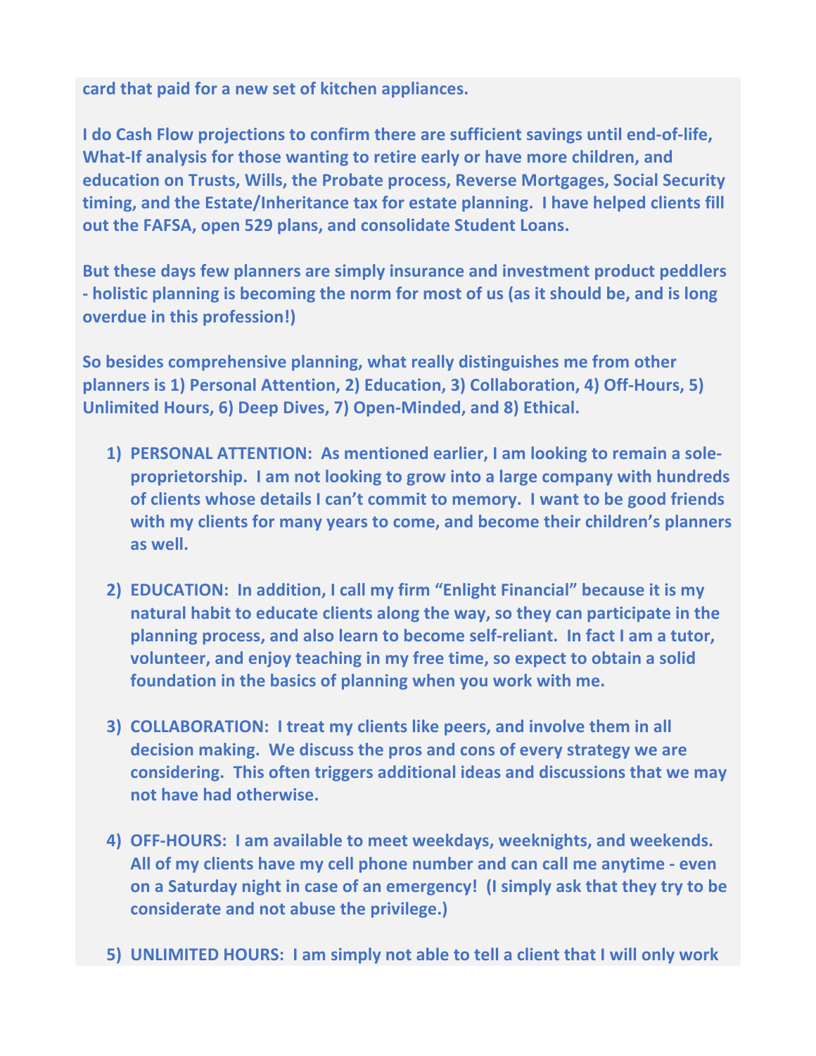**card that paid for a new set of kitchen appliances.**

**I do Cash Flow projections to confirm there are sufficient savings until end-of-life, What-If analysis for those wanting to retire early or have more children, and education on Trusts, Wills, the Probate process, Reverse Mortgages, Social Security timing, and the Estate/Inheritance tax for estate planning. I have helped clients fill out the FAFSA, open 529 plans, and consolidate Student Loans.**

**But these days few planners are simply insurance and investment product peddlers - holistic planning is becoming the norm for most of us (as it should be, and is long overdue in this profession!)**

**So besides comprehensive planning, what really distinguishes me from other planners is 1) Personal Attention, 2) Education, 3) Collaboration, 4) Off-Hours, 5) Unlimited Hours, 6) Deep Dives, 7) Open-Minded, and 8) Ethical.**

1) **PERSONAL ATTENTION: As mentioned earlier, I am looking to remain a sole-proprietorship. I am not looking to grow into a large company with hundreds of clients whose details I can't commit to memory. I want to be good friends with my clients for many years to come, and become their children's planners as well.**

2) **EDUCATION: In addition, I call my firm "Enlight Financial" because it is my natural habit to educate clients along the way, so they can participate in the planning process, and also learn to become self-reliant. In fact I am a tutor, volunteer, and enjoy teaching in my free time, so expect to obtain a solid foundation in the basics of planning when you work with me.**

3) **COLLABORATION: I treat my clients like peers, and involve them in all decision making. We discuss the pros and cons of every strategy we are considering. This often triggers additional ideas and discussions that we may not have had otherwise.**

4) **OFF-HOURS: I am available to meet weekdays, weeknights, and weekends. All of my clients have my cell phone number and can call me anytime - even on a Saturday night in case of an emergency! (I simply ask that they try to be considerate and not abuse the privilege.)**

5) **UNLIMITED HOURS: I am simply not able to tell a client that I will only work**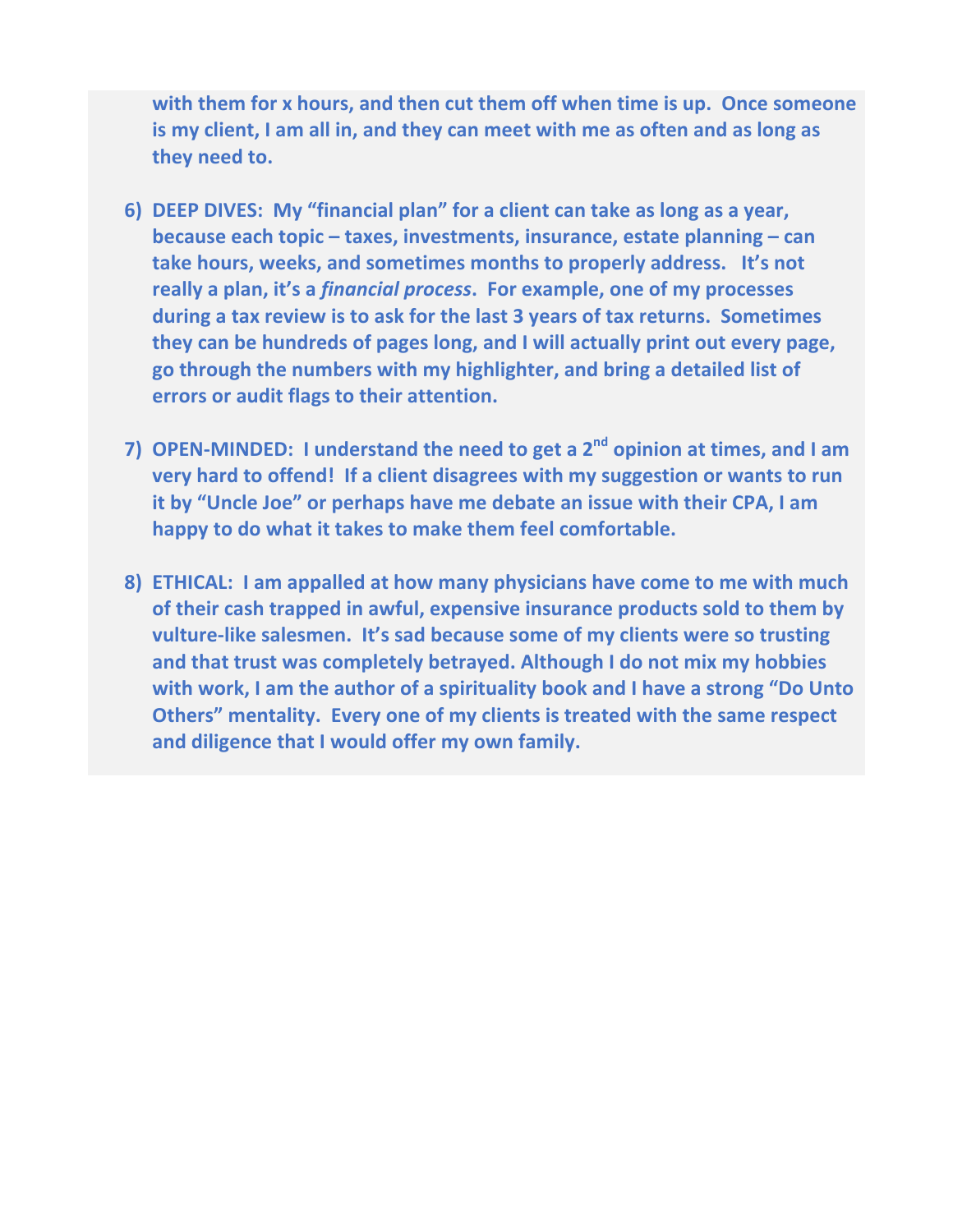**with them for x hours, and then cut them off when time is up. Once someone is my client, I am all in, and they can meet with me as often and as long as they need to.**

6) **DEEP DIVES: My "financial plan" for a client can take as long as a year, because each topic – taxes, investments, insurance, estate planning – can take hours, weeks, and sometimes months to properly address. It's not really a plan, it's a *financial process*. For example, one of my processes during a tax review is to ask for the last 3 years of tax returns. Sometimes they can be hundreds of pages long, and I will actually print out every page, go through the numbers with my highlighter, and bring a detailed list of errors or audit flags to their attention.**

7) **OPEN-MINDED: I understand the need to get a 2nd opinion at times, and I am very hard to offend! If a client disagrees with my suggestion or wants to run it by "Uncle Joe" or perhaps have me debate an issue with their CPA, I am happy to do what it takes to make them feel comfortable.**

8) **ETHICAL: I am appalled at how many physicians have come to me with much of their cash trapped in awful, expensive insurance products sold to them by vulture-like salesmen. It's sad because some of my clients were so trusting and that trust was completely betrayed. Although I do not mix my hobbies with work, I am the author of a spirituality book and I have a strong "Do Unto Others" mentality. Every one of my clients is treated with the same respect and diligence that I would offer my own family.**